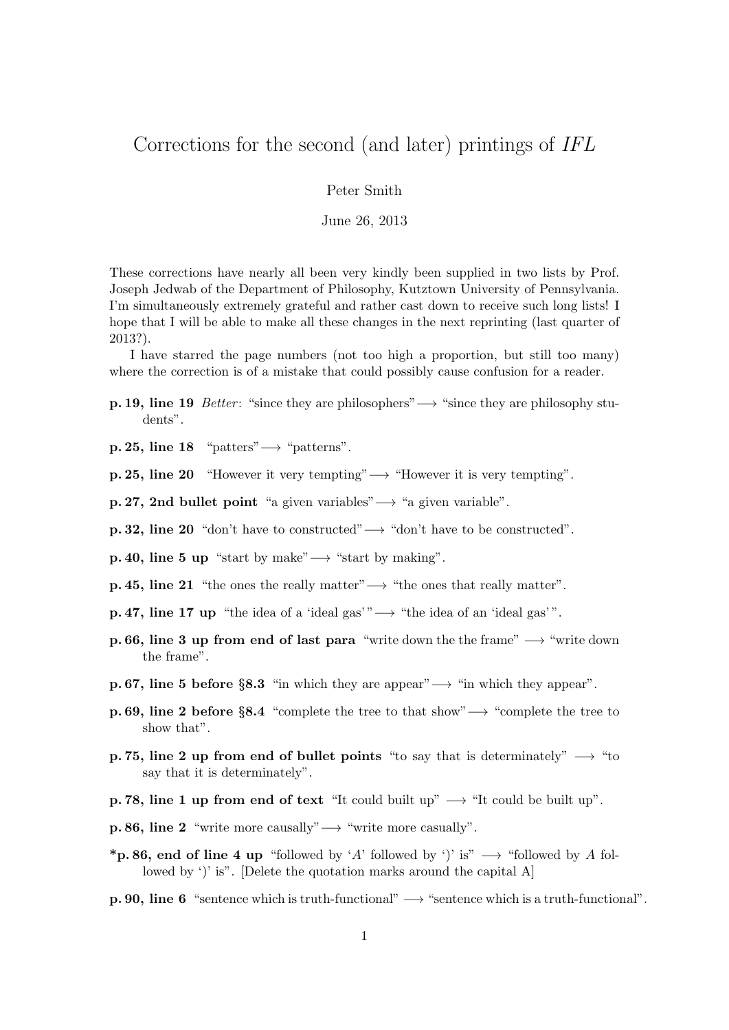# Corrections for the second (and later) printings of *IFL*

Peter Smith

June 26, 2013

These corrections have nearly all been very kindly been supplied in two lists by Prof. Joseph Jedwab of the Department of Philosophy, Kutztown University of Pennsylvania. I'm simultaneously extremely grateful and rather cast down to receive such long lists! I hope that I will be able to make all these changes in the next reprinting (last quarter of 2013?).

I have starred the page numbers (not too high a proportion, but still too many) where the correction is of a mistake that could possibly cause confusion for a reader.

**p. 19, line 19** *Better*: "since they are philosophers" ⟶ "since they are philosophy students".

**p. 25, line 18** "patters" ⟶ "patterns".

**p. 25, line 20** "However it very tempting" ⟶ "However it is very tempting".

**p. 27, 2nd bullet point** "a given variables" ⟶ "a given variable".

**p. 32, line 20** "don't have to constructed" ⟶ "don't have to be constructed".

**p. 40, line 5 up** "start by make" ⟶ "start by making".

**p. 45, line 21** "the ones the really matter" ⟶ "the ones that really matter".

**p. 47, line 17 up** "the idea of a 'ideal gas'" ⟶ "the idea of an 'ideal gas'".

**p. 66, line 3 up from end of last para** "write down the the frame" ⟶ "write down the frame".

**p. 67, line 5 before §8.3** "in which they are appear" ⟶ "in which they appear".

**p. 69, line 2 before §8.4** "complete the tree to that show" ⟶ "complete the tree to show that".

**p. 75, line 2 up from end of bullet points** "to say that is determinately" ⟶ "to say that it is determinately".

**p. 78, line 1 up from end of text** "It could built up" ⟶ "It could be built up".

**p. 86, line 2** "write more causally" ⟶ "write more casually".

***p. 86, end of line 4 up** "followed by '*A*' followed by ')' is" ⟶ "followed by *A* followed by ')' is". [Delete the quotation marks around the capital A]

**p. 90, line 6** "sentence which is truth-functional" ⟶ "sentence which is a truth-functional".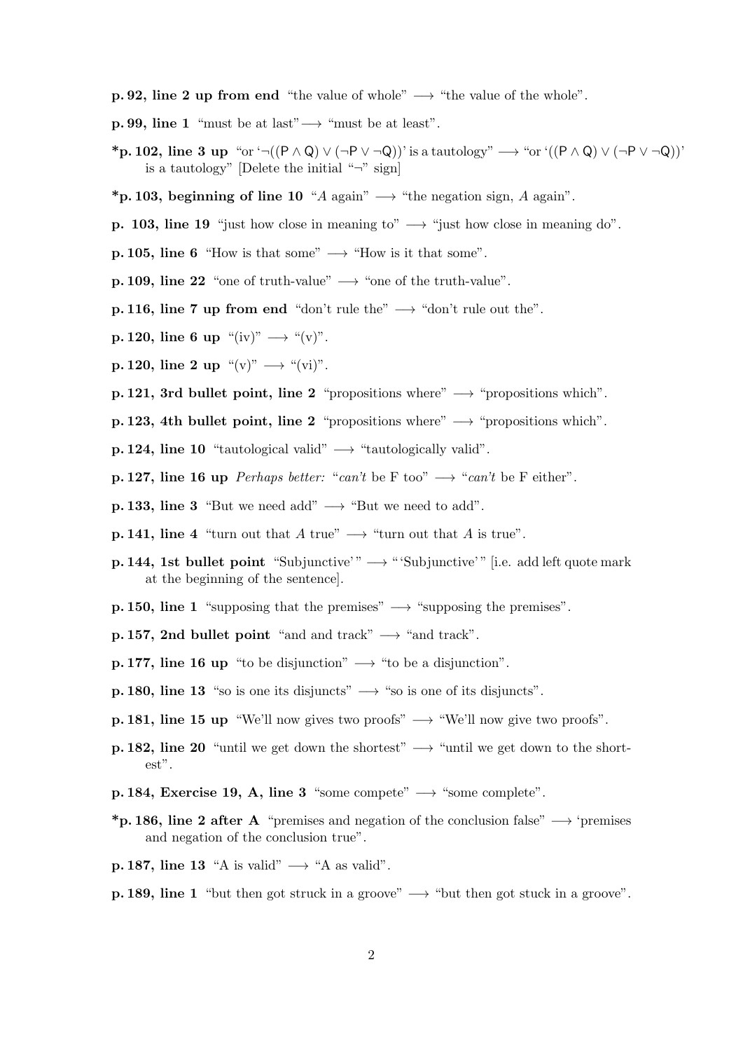**p. 92, line 2 up from end** "the value of whole" ⟶ "the value of the whole".

**p. 99, line 1** "must be at last" ⟶ "must be at least".

***p. 102, line 3 up** "or '$\neg((\mathsf{P} \wedge \mathsf{Q}) \vee (\neg\mathsf{P} \vee \neg\mathsf{Q}))$' is a tautology" ⟶ "or '$((\mathsf{P} \wedge \mathsf{Q}) \vee (\neg\mathsf{P} \vee \neg\mathsf{Q}))$' is a tautology" [Delete the initial "$\neg$" sign]

***p. 103, beginning of line 10** "*A* again" ⟶ "the negation sign, *A* again".

**p. 103, line 19** "just how close in meaning to" ⟶ "just how close in meaning do".

**p. 105, line 6** "How is that some" ⟶ "How is it that some".

**p. 109, line 22** "one of truth-value" ⟶ "one of the truth-value".

**p. 116, line 7 up from end** "don't rule the" ⟶ "don't rule out the".

**p. 120, line 6 up** "(iv)" ⟶ "(v)".

**p. 120, line 2 up** "(v)" ⟶ "(vi)".

**p. 121, 3rd bullet point, line 2** "propositions where" ⟶ "propositions which".

**p. 123, 4th bullet point, line 2** "propositions where" ⟶ "propositions which".

**p. 124, line 10** "tautological valid" ⟶ "tautologically valid".

**p. 127, line 16 up** *Perhaps better:* "*can't* be F too" ⟶ "*can't* be F either".

**p. 133, line 3** "But we need add" ⟶ "But we need to add".

**p. 141, line 4** "turn out that *A* true" ⟶ "turn out that *A* is true".

**p. 144, 1st bullet point** "Subjunctive'" ⟶ "'Subjunctive'" [i.e. add left quote mark at the beginning of the sentence].

**p. 150, line 1** "supposing that the premises" ⟶ "supposing the premises".

**p. 157, 2nd bullet point** "and and track" ⟶ "and track".

**p. 177, line 16 up** "to be disjunction" ⟶ "to be a disjunction".

**p. 180, line 13** "so is one its disjuncts" ⟶ "so is one of its disjuncts".

**p. 181, line 15 up** "We'll now gives two proofs" ⟶ "We'll now give two proofs".

**p. 182, line 20** "until we get down the shortest" ⟶ "until we get down to the shortest".

**p. 184, Exercise 19, A, line 3** "some compete" ⟶ "some complete".

***p. 186, line 2 after A** "premises and negation of the conclusion false" ⟶ 'premises and negation of the conclusion true".

**p. 187, line 13** "A is valid" ⟶ "A as valid".

**p. 189, line 1** "but then got struck in a groove" ⟶ "but then got stuck in a groove".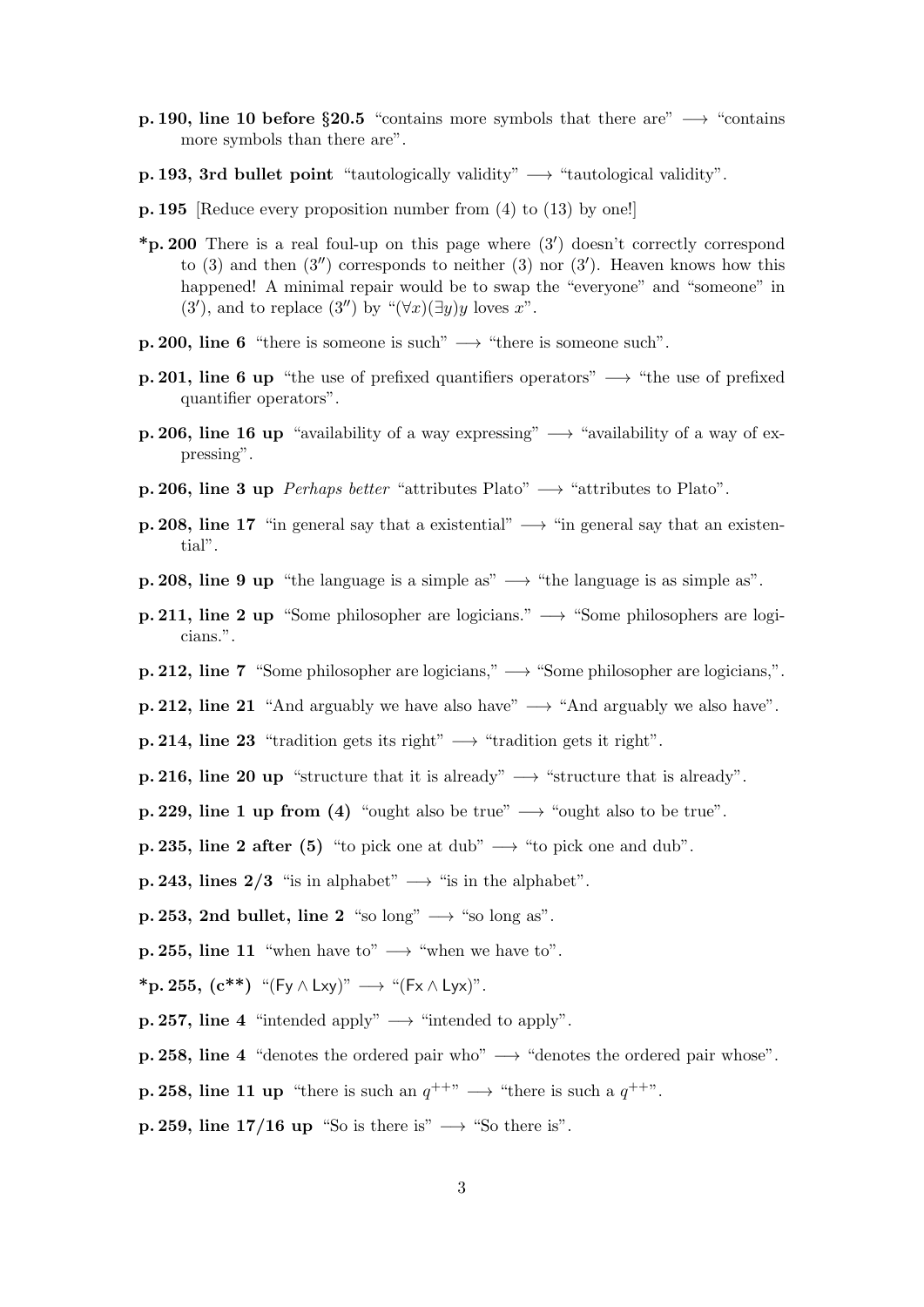**p. 190, line 10 before §20.5** "contains more symbols that there are" $\longrightarrow$ "contains more symbols than there are".

**p. 193, 3rd bullet point** "tautologically validity" $\longrightarrow$ "tautological validity".

**p. 195** [Reduce every proposition number from (4) to (13) by one!]

***p. 200** There is a real foul-up on this page where (3′) doesn't correctly correspond to (3) and then (3″) corresponds to neither (3) nor (3′). Heaven knows how this happened! A minimal repair would be to swap the "everyone" and "someone" in (3′), and to replace (3″) by "$(\forall x)(\exists y)y$ loves $x$".

**p. 200, line 6** "there is someone is such" $\longrightarrow$ "there is someone such".

**p. 201, line 6 up** "the use of prefixed quantifiers operators" $\longrightarrow$ "the use of prefixed quantifier operators".

**p. 206, line 16 up** "availability of a way expressing" $\longrightarrow$ "availability of a way of expressing".

**p. 206, line 3 up** *Perhaps better* "attributes Plato" $\longrightarrow$ "attributes to Plato".

**p. 208, line 17** "in general say that a existential" $\longrightarrow$ "in general say that an existential".

**p. 208, line 9 up** "the language is a simple as" $\longrightarrow$ "the language is as simple as".

**p. 211, line 2 up** "Some philosopher are logicians." $\longrightarrow$ "Some philosophers are logicians.".

**p. 212, line 7** "Some philosopher are logicians," $\longrightarrow$ "Some philosopher are logicians,".

**p. 212, line 21** "And arguably we have also have" $\longrightarrow$ "And arguably we also have".

**p. 214, line 23** "tradition gets its right" $\longrightarrow$ "tradition gets it right".

**p. 216, line 20 up** "structure that it is already" $\longrightarrow$ "structure that is already".

**p. 229, line 1 up from (4)** "ought also be true" $\longrightarrow$ "ought also to be true".

**p. 235, line 2 after (5)** "to pick one at dub" $\longrightarrow$ "to pick one and dub".

**p. 243, lines 2/3** "is in alphabet" $\longrightarrow$ "is in the alphabet".

**p. 253, 2nd bullet, line 2** "so long" $\longrightarrow$ "so long as".

**p. 255, line 11** "when have to" $\longrightarrow$ "when we have to".

***p. 255, (c**)** "$(\mathsf{Fy} \wedge \mathsf{Lxy})$" $\longrightarrow$ "$(\mathsf{Fx} \wedge \mathsf{Lyx})$".

**p. 257, line 4** "intended apply" $\longrightarrow$ "intended to apply".

**p. 258, line 4** "denotes the ordered pair who" $\longrightarrow$ "denotes the ordered pair whose".

**p. 258, line 11 up** "there is such an $q^{++}$" $\longrightarrow$ "there is such a $q^{++}$".

**p. 259, line 17/16 up** "So is there is" $\longrightarrow$ "So there is".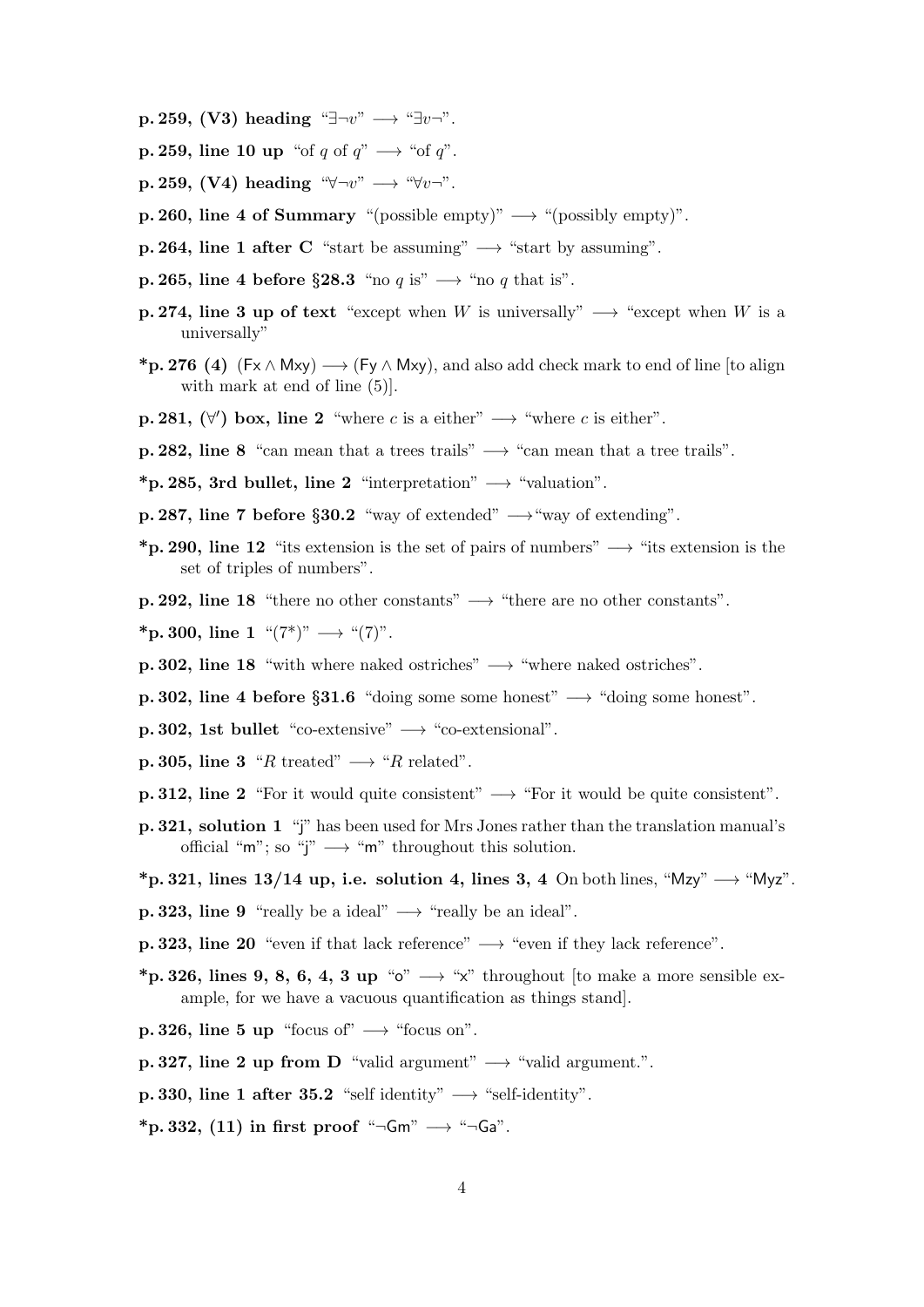**p. 259, (V3) heading** "$\exists\neg v$" ⟶ "$\exists v\neg$".

**p. 259, line 10 up** "of $q$ of $q$" ⟶ "of $q$".

**p. 259, (V4) heading** "$\forall\neg v$" ⟶ "$\forall v\neg$".

**p. 260, line 4 of Summary** "(possible empty)" ⟶ "(possibly empty)".

**p. 264, line 1 after C** "start be assuming" ⟶ "start by assuming".

**p. 265, line 4 before §28.3** "no $q$ is" ⟶ "no $q$ that is".

**p. 274, line 3 up of text** "except when $W$ is universally" ⟶ "except when $W$ is a universally"

***p. 276 (4)** $(\mathsf{Fx} \wedge \mathsf{Mxy}) \longrightarrow (\mathsf{Fy} \wedge \mathsf{Mxy})$, and also add check mark to end of line [to align with mark at end of line (5)].

**p. 281, ($\forall'$) box, line 2** "where $c$ is a either" ⟶ "where $c$ is either".

**p. 282, line 8** "can mean that a trees trails" ⟶ "can mean that a tree trails".

***p. 285, 3rd bullet, line 2** "interpretation" ⟶ "valuation".

**p. 287, line 7 before §30.2** "way of extended" ⟶ "way of extending".

***p. 290, line 12** "its extension is the set of pairs of numbers" ⟶ "its extension is the set of triples of numbers".

**p. 292, line 18** "there no other constants" ⟶ "there are no other constants".

***p. 300, line 1** "(7*)" ⟶ "(7)".

**p. 302, line 18** "with where naked ostriches" ⟶ "where naked ostriches".

**p. 302, line 4 before §31.6** "doing some some honest" ⟶ "doing some honest".

**p. 302, 1st bullet** "co-extensive" ⟶ "co-extensional".

**p. 305, line 3** "$R$ treated" ⟶ "$R$ related".

**p. 312, line 2** "For it would quite consistent" ⟶ "For it would be quite consistent".

**p. 321, solution 1** "j" has been used for Mrs Jones rather than the translation manual's official "m"; so "j" ⟶ "m" throughout this solution.

***p. 321, lines 13/14 up, i.e. solution 4, lines 3, 4** On both lines, "Mzy" ⟶ "Myz".

**p. 323, line 9** "really be a ideal" ⟶ "really be an ideal".

**p. 323, line 20** "even if that lack reference" ⟶ "even if they lack reference".

***p. 326, lines 9, 8, 6, 4, 3 up** "o" ⟶ "x" throughout [to make a more sensible example, for we have a vacuous quantification as things stand].

**p. 326, line 5 up** "focus of" ⟶ "focus on".

**p. 327, line 2 up from D** "valid argument" ⟶ "valid argument.".

**p. 330, line 1 after 35.2** "self identity" ⟶ "self-identity".

***p. 332, (11) in first proof** "$\neg\mathsf{Gm}$" ⟶ "$\neg\mathsf{Ga}$".